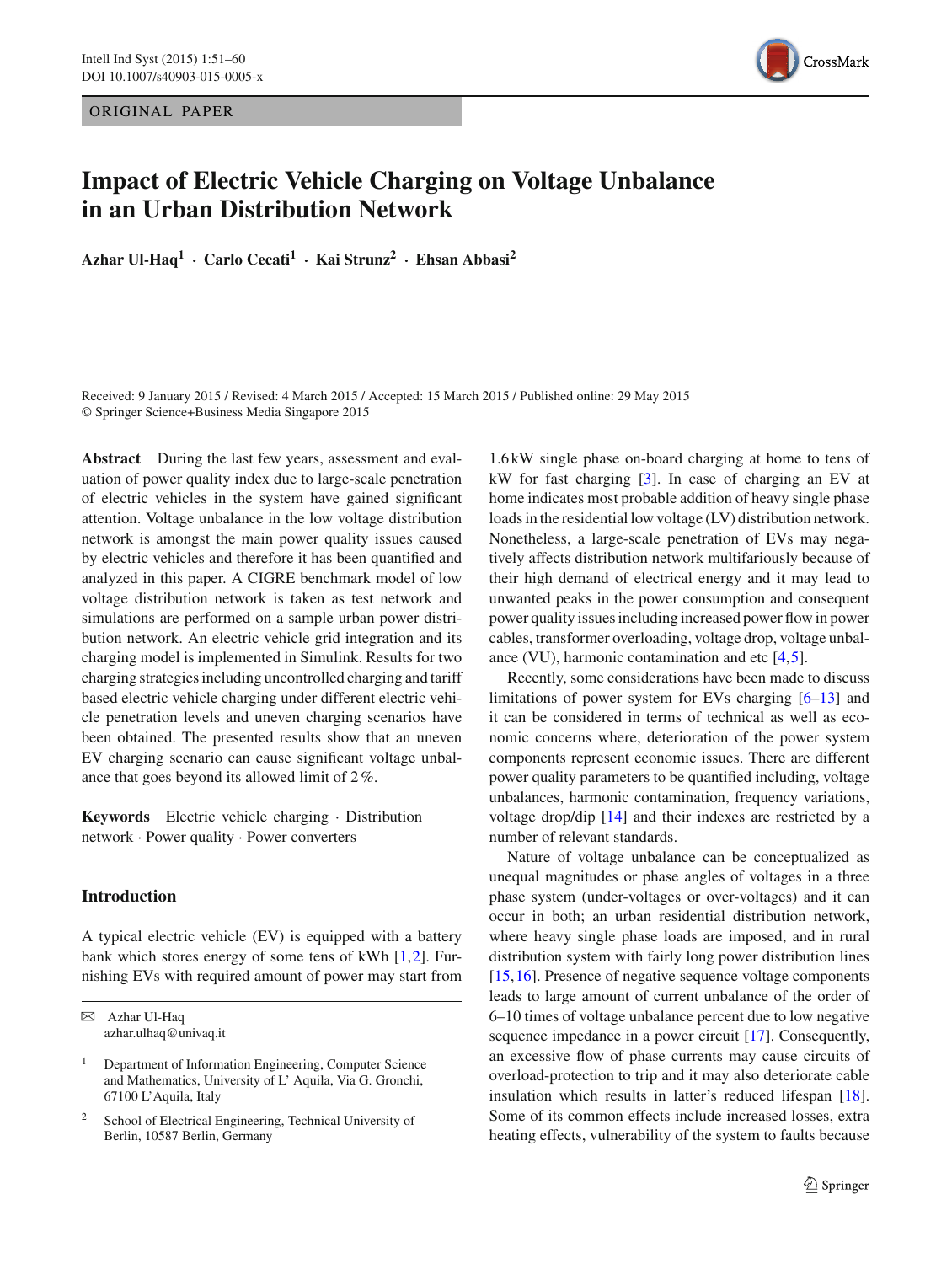ORIGINAL PAPER

# Impact of Electric Vehicle Charging on Voltage Unbalance in an Urban Distribution Network

**Azhar Ul-Haq[1] · Carlo Cecati[1] · Kai Strunz[2] · Ehsan Abbasi[2]**

Received: 9 January 2015 / Revised: 4 March 2015 / Accepted: 15 March 2015 / Published online: 29 May 2015
© Springer Science+Business Media Singapore 2015

**Abstract** During the last few years, assessment and evaluation of power quality index due to large-scale penetration of electric vehicles in the system have gained significant attention. Voltage unbalance in the low voltage distribution network is amongst the main power quality issues caused by electric vehicles and therefore it has been quantified and analyzed in this paper. A CIGRE benchmark model of low voltage distribution network is taken as test network and simulations are performed on a sample urban power distribution network. An electric vehicle grid integration and its charging model is implemented in Simulink. Results for two charging strategies including uncontrolled charging and tariff based electric vehicle charging under different electric vehicle penetration levels and uneven charging scenarios have been obtained. The presented results show that an uneven EV charging scenario can cause significant voltage unbalance that goes beyond its allowed limit of 2 %.

**Keywords** Electric vehicle charging · Distribution network · Power quality · Power converters

## Introduction

A typical electric vehicle (EV) is equipped with a battery bank which stores energy of some tens of kWh [1,2]. Furnishing EVs with required amount of power may start from 1.6 kW single phase on-board charging at home to tens of kW for fast charging [3]. In case of charging an EV at home indicates most probable addition of heavy single phase loads in the residential low voltage (LV) distribution network. Nonetheless, a large-scale penetration of EVs may negatively affects distribution network multifariously because of their high demand of electrical energy and it may lead to unwanted peaks in the power consumption and consequent power quality issues including increased power flow in power cables, transformer overloading, voltage drop, voltage unbalance (VU), harmonic contamination and etc [4,5].

Recently, some considerations have been made to discuss limitations of power system for EVs charging [6–13] and it can be considered in terms of technical as well as economic concerns where, deterioration of the power system components represent economic issues. There are different power quality parameters to be quantified including, voltage unbalances, harmonic contamination, frequency variations, voltage drop/dip [14] and their indexes are restricted by a number of relevant standards.

Nature of voltage unbalance can be conceptualized as unequal magnitudes or phase angles of voltages in a three phase system (under-voltages or over-voltages) and it can occur in both; an urban residential distribution network, where heavy single phase loads are imposed, and in rural distribution system with fairly long power distribution lines [15,16]. Presence of negative sequence voltage components leads to large amount of current unbalance of the order of 6–10 times of voltage unbalance percent due to low negative sequence impedance in a power circuit [17]. Consequently, an excessive flow of phase currents may cause circuits of overload-protection to trip and it may also deteriorate cable insulation which results in latter's reduced lifespan [18]. Some of its common effects include increased losses, extra heating effects, vulnerability of the system to faults because

✉ Azhar Ul-Haq
azhar.ulhaq@univaq.it

[1] Department of Information Engineering, Computer Science and Mathematics, University of L' Aquila, Via G. Gronchi, 67100 L'Aquila, Italy

[2] School of Electrical Engineering, Technical University of Berlin, 10587 Berlin, Germany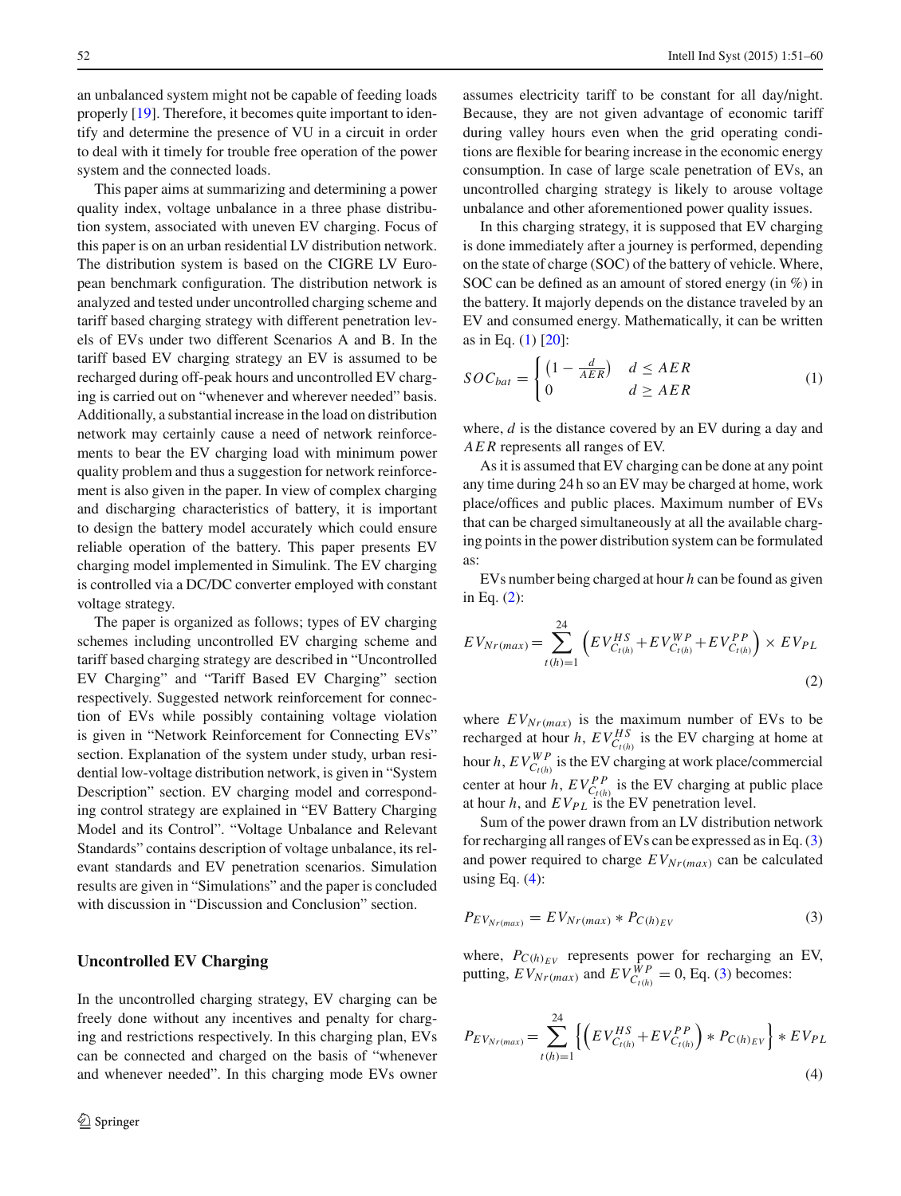an unbalanced system might not be capable of feeding loads properly [19]. Therefore, it becomes quite important to identify and determine the presence of VU in a circuit in order to deal with it timely for trouble free operation of the power system and the connected loads.

This paper aims at summarizing and determining a power quality index, voltage unbalance in a three phase distribution system, associated with uneven EV charging. Focus of this paper is on an urban residential LV distribution network. The distribution system is based on the CIGRE LV European benchmark configuration. The distribution network is analyzed and tested under uncontrolled charging scheme and tariff based charging strategy with different penetration levels of EVs under two different Scenarios A and B. In the tariff based EV charging strategy an EV is assumed to be recharged during off-peak hours and uncontrolled EV charging is carried out on "whenever and wherever needed" basis. Additionally, a substantial increase in the load on distribution network may certainly cause a need of network reinforcements to bear the EV charging load with minimum power quality problem and thus a suggestion for network reinforcement is also given in the paper. In view of complex charging and discharging characteristics of battery, it is important to design the battery model accurately which could ensure reliable operation of the battery. This paper presents EV charging model implemented in Simulink. The EV charging is controlled via a DC/DC converter employed with constant voltage strategy.

The paper is organized as follows; types of EV charging schemes including uncontrolled EV charging scheme and tariff based charging strategy are described in "Uncontrolled EV Charging" and "Tariff Based EV Charging" section respectively. Suggested network reinforcement for connection of EVs while possibly containing voltage violation is given in "Network Reinforcement for Connecting EVs" section. Explanation of the system under study, urban residential low-voltage distribution network, is given in "System Description" section. EV charging model and corresponding control strategy are explained in "EV Battery Charging Model and its Control". "Voltage Unbalance and Relevant Standards" contains description of voltage unbalance, its relevant standards and EV penetration scenarios. Simulation results are given in "Simulations" and the paper is concluded with discussion in "Discussion and Conclusion" section.

## Uncontrolled EV Charging

In the uncontrolled charging strategy, EV charging can be freely done without any incentives and penalty for charging and restrictions respectively. In this charging plan, EVs can be connected and charged on the basis of "whenever and whenever needed". In this charging mode EVs owner assumes electricity tariff to be constant for all day/night. Because, they are not given advantage of economic tariff during valley hours even when the grid operating conditions are flexible for bearing increase in the economic energy consumption. In case of large scale penetration of EVs, an uncontrolled charging strategy is likely to arouse voltage unbalance and other aforementioned power quality issues.

In this charging strategy, it is supposed that EV charging is done immediately after a journey is performed, depending on the state of charge (SOC) of the battery of vehicle. Where, SOC can be defined as an amount of stored energy (in %) in the battery. It majorly depends on the distance traveled by an EV and consumed energy. Mathematically, it can be written as in Eq. (1) [20]:

$$SOC_{bat} = \begin{cases} \left(1 - \frac{d}{AER}\right) & d \leq AER \\ 0 & d \geq AER \end{cases} \tag{1}$$

where, $d$ is the distance covered by an EV during a day and $AER$ represents all ranges of EV.

As it is assumed that EV charging can be done at any point any time during 24 h so an EV may be charged at home, work place/offices and public places. Maximum number of EVs that can be charged simultaneously at all the available charging points in the power distribution system can be formulated as:

EVs number being charged at hour $h$ can be found as given in Eq. (2):

$$EV_{Nr(max)} = \sum_{t(h)=1}^{24} \left( EV_{C_{t(h)}}^{HS} + EV_{C_{t(h)}}^{WP} + EV_{C_{t(h)}}^{PP} \right) \times EV_{PL} \tag{2}$$

where $EV_{Nr(max)}$ is the maximum number of EVs to be recharged at hour $h$, $EV_{C_{t(h)}}^{HS}$ is the EV charging at home at hour $h$, $EV_{C_{t(h)}}^{WP}$ is the EV charging at work place/commercial center at hour $h$, $EV_{C_{t(h)}}^{PP}$ is the EV charging at public place at hour $h$, and $EV_{PL}$ is the EV penetration level.

Sum of the power drawn from an LV distribution network for recharging all ranges of EVs can be expressed as in Eq. (3) and power required to charge $EV_{Nr(max)}$ can be calculated using Eq. (4):

$$P_{EV_{Nr(max)}} = EV_{Nr(max)} * P_{C(h)_{EV}} \tag{3}$$

where, $P_{C(h)_{EV}}$ represents power for recharging an EV, putting, $EV_{Nr(max)}$ and $EV_{C_{t(h)}}^{WP} = 0$, Eq. (3) becomes:

$$P_{EV_{Nr(max)}} = \sum_{t(h)=1}^{24} \left\{ \left( EV_{C_{t(h)}}^{HS} + EV_{C_{t(h)}}^{PP} \right) * P_{C(h)_{EV}} \right\} * EV_{PL} \tag{4}$$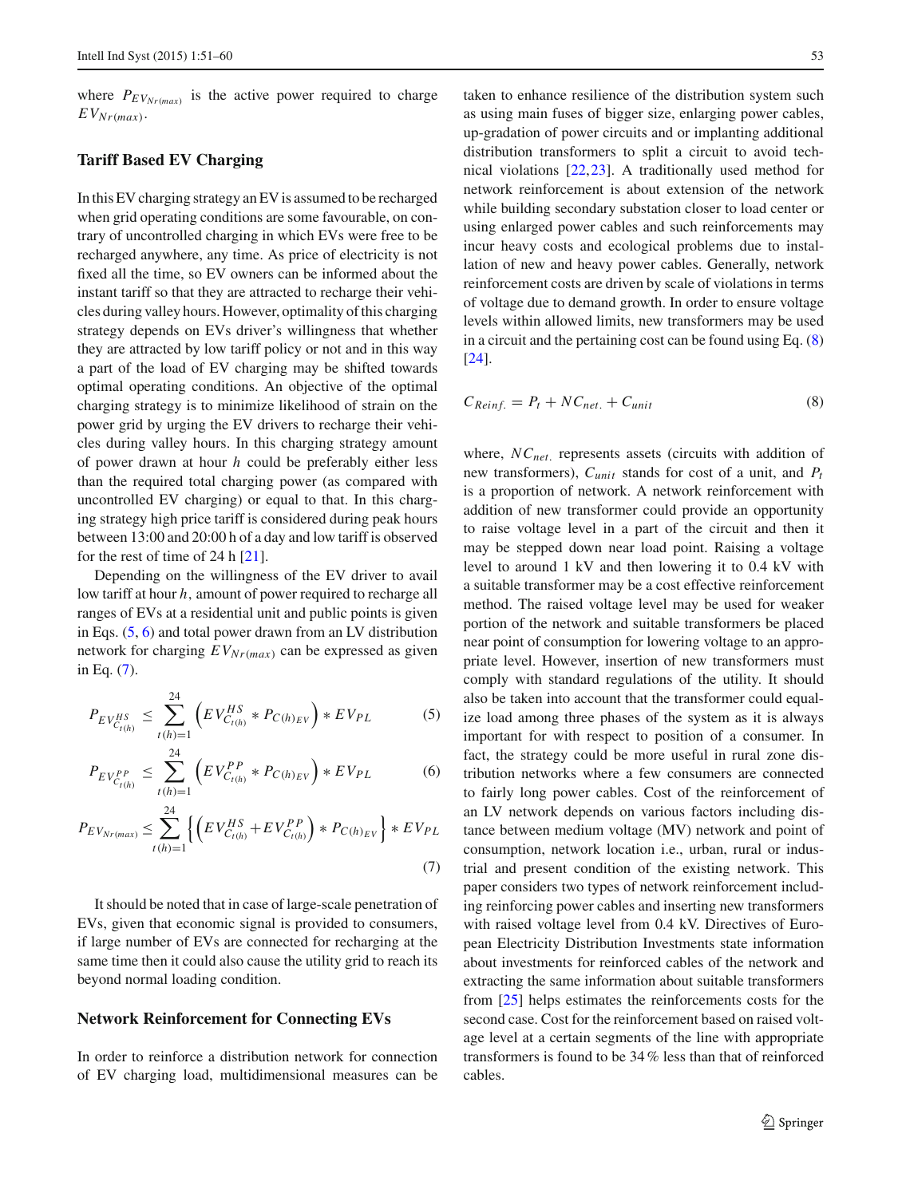where $P_{EV_{Nr(max)}}$ is the active power required to charge $EV_{Nr(max)}$.

### Tariff Based EV Charging

In this EV charging strategy an EV is assumed to be recharged when grid operating conditions are some favourable, on contrary of uncontrolled charging in which EVs were free to be recharged anywhere, any time. As price of electricity is not fixed all the time, so EV owners can be informed about the instant tariff so that they are attracted to recharge their vehicles during valley hours. However, optimality of this charging strategy depends on EVs driver's willingness that whether they are attracted by low tariff policy or not and in this way a part of the load of EV charging may be shifted towards optimal operating conditions. An objective of the optimal charging strategy is to minimize likelihood of strain on the power grid by urging the EV drivers to recharge their vehicles during valley hours. In this charging strategy amount of power drawn at hour $h$ could be preferably either less than the required total charging power (as compared with uncontrolled EV charging) or equal to that. In this charging strategy high price tariff is considered during peak hours between 13:00 and 20:00 h of a day and low tariff is observed for the rest of time of 24 h [21].

Depending on the willingness of the EV driver to avail low tariff at hour $h$, amount of power required to recharge all ranges of EVs at a residential unit and public points is given in Eqs. (5, 6) and total power drawn from an LV distribution network for charging $EV_{Nr(max)}$ can be expressed as given in Eq. (7).

$$P_{EV^{HS}_{C_{t(h)}}} \leq \sum_{t(h)=1}^{24} \left( EV^{HS}_{C_{t(h)}} * P_{C(h)_{EV}} \right) * EV_{PL} \tag{5}$$

$$P_{EV^{PP}_{C_{t(h)}}} \leq \sum_{t(h)=1}^{24} \left( EV^{PP}_{C_{t(h)}} * P_{C(h)_{EV}} \right) * EV_{PL} \tag{6}$$

$$P_{EV_{Nr(max)}} \leq \sum_{t(h)=1}^{24} \left\{ \left( EV^{HS}_{C_{t(h)}} + EV^{PP}_{C_{t(h)}} \right) * P_{C(h)_{EV}} \right\} * EV_{PL} \tag{7}$$

It should be noted that in case of large-scale penetration of EVs, given that economic signal is provided to consumers, if large number of EVs are connected for recharging at the same time then it could also cause the utility grid to reach its beyond normal loading condition.

### Network Reinforcement for Connecting EVs

In order to reinforce a distribution network for connection of EV charging load, multidimensional measures can be taken to enhance resilience of the distribution system such as using main fuses of bigger size, enlarging power cables, up-gradation of power circuits and or implanting additional distribution transformers to split a circuit to avoid technical violations [22,23]. A traditionally used method for network reinforcement is about extension of the network while building secondary substation closer to load center or using enlarged power cables and such reinforcements may incur heavy costs and ecological problems due to installation of new and heavy power cables. Generally, network reinforcement costs are driven by scale of violations in terms of voltage due to demand growth. In order to ensure voltage levels within allowed limits, new transformers may be used in a circuit and the pertaining cost can be found using Eq. (8) [24].

$$C_{Reinf.} = P_t + NC_{net.} + C_{unit} \tag{8}$$

where, $NC_{net.}$ represents assets (circuits with addition of new transformers), $C_{unit}$ stands for cost of a unit, and $P_t$ is a proportion of network. A network reinforcement with addition of new transformer could provide an opportunity to raise voltage level in a part of the circuit and then it may be stepped down near load point. Raising a voltage level to around 1 kV and then lowering it to 0.4 kV with a suitable transformer may be a cost effective reinforcement method. The raised voltage level may be used for weaker portion of the network and suitable transformers be placed near point of consumption for lowering voltage to an appropriate level. However, insertion of new transformers must comply with standard regulations of the utility. It should also be taken into account that the transformer could equalize load among three phases of the system as it is always important for with respect to position of a consumer. In fact, the strategy could be more useful in rural zone distribution networks where a few consumers are connected to fairly long power cables. Cost of the reinforcement of an LV network depends on various factors including distance between medium voltage (MV) network and point of consumption, network location i.e., urban, rural or industrial and present condition of the existing network. This paper considers two types of network reinforcement including reinforcing power cables and inserting new transformers with raised voltage level from 0.4 kV. Directives of European Electricity Distribution Investments state information about investments for reinforced cables of the network and extracting the same information about suitable transformers from [25] helps estimates the reinforcements costs for the second case. Cost for the reinforcement based on raised voltage level at a certain segments of the line with appropriate transformers is found to be 34 % less than that of reinforced cables.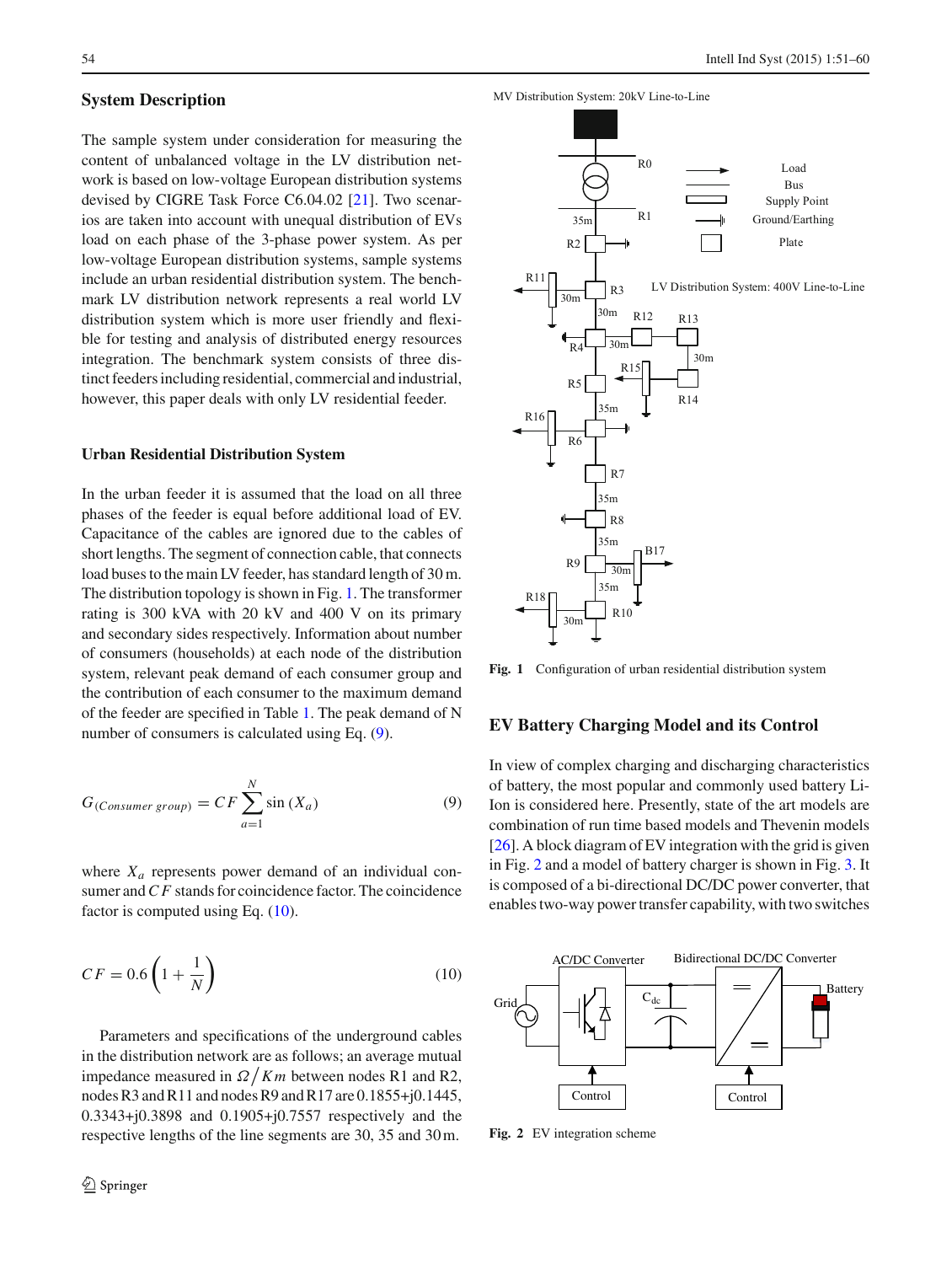## System Description

The sample system under consideration for measuring the content of unbalanced voltage in the LV distribution network is based on low-voltage European distribution systems devised by CIGRE Task Force C6.04.02 [21]. Two scenarios are taken into account with unequal distribution of EVs load on each phase of the 3-phase power system. As per low-voltage European distribution systems, sample systems include an urban residential distribution system. The benchmark LV distribution network represents a real world LV distribution system which is more user friendly and flexible for testing and analysis of distributed energy resources integration. The benchmark system consists of three distinct feeders including residential, commercial and industrial, however, this paper deals with only LV residential feeder.

### Urban Residential Distribution System

In the urban feeder it is assumed that the load on all three phases of the feeder is equal before additional load of EV. Capacitance of the cables are ignored due to the cables of short lengths. The segment of connection cable, that connects load buses to the main LV feeder, has standard length of 30 m. The distribution topology is shown in Fig. 1. The transformer rating is 300 kVA with 20 kV and 400 V on its primary and secondary sides respectively. Information about number of consumers (households) at each node of the distribution system, relevant peak demand of each consumer group and the contribution of each consumer to the maximum demand of the feeder are specified in Table 1. The peak demand of N number of consumers is calculated using Eq. (9).

$$G_{(Consumer\ group)} = CF \sum_{a=1}^{N} \sin(X_a) \tag{9}$$

where $X_a$ represents power demand of an individual consumer and $CF$ stands for coincidence factor. The coincidence factor is computed using Eq. (10).

$$CF = 0.6\left(1 + \frac{1}{N}\right) \tag{10}$$

Parameters and specifications of the underground cables in the distribution network are as follows; an average mutual impedance measured in $\Omega/Km$ between nodes R1 and R2, nodes R3 and R11 and nodes R9 and R17 are 0.1855+j0.1445, 0.3343+j0.3898 and 0.1905+j0.7557 respectively and the respective lengths of the line segments are 30, 35 and 30 m.

MV Distribution System: 20kV Line-to-Line

R0

Load

Bus

Supply Point

Ground/Earthing

Plate

35m

R1

R2

R11

R3

LV Distribution System: 400V Line-to-Line

30m

30m

R12

R13

R4

30m

30m

R15

R5

R14

R16

35m

R6

R7

35m

R8

35m

B17

R9

30m

35m

R18

R10

30m

**Fig. 1** Configuration of urban residential distribution system

## EV Battery Charging Model and its Control

In view of complex charging and discharging characteristics of battery, the most popular and commonly used battery Li-Ion is considered here. Presently, state of the art models are combination of run time based models and Thevenin models [26]. A block diagram of EV integration with the grid is given in Fig. 2 and a model of battery charger is shown in Fig. 3. It is composed of a bi-directional DC/DC power converter, that enables two-way power transfer capability, with two switches

AC/DC Converter

Bidirectional DC/DC Converter

Grid

$C_{dc}$

Battery

Control

Control

**Fig. 2** EV integration scheme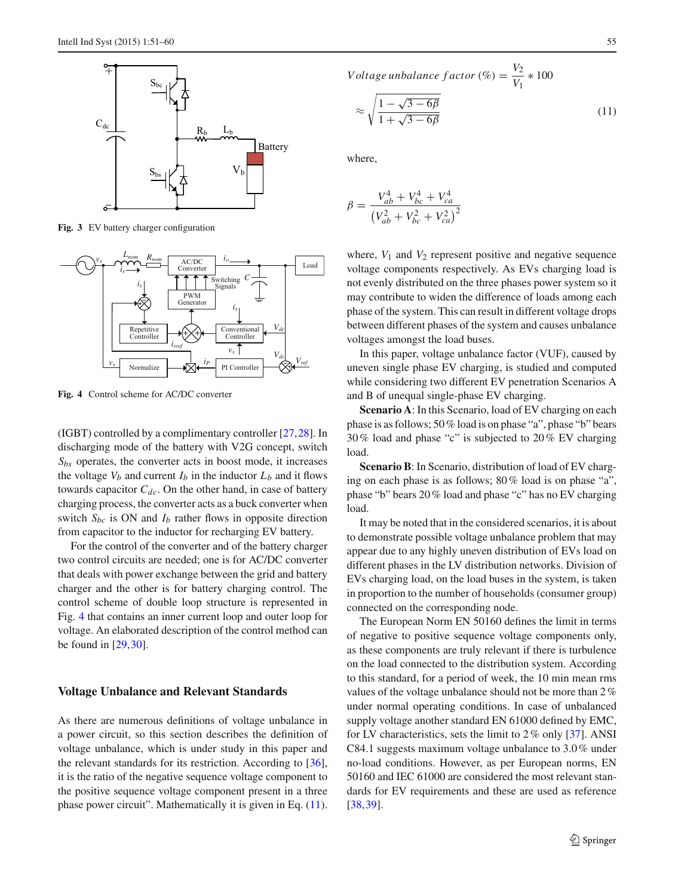Fig. 3 EV battery charger configuration

Fig. 4 Control scheme for AC/DC converter

(IGBT) controlled by a complimentary controller [27,28]. In discharging mode of the battery with V2G concept, switch $S_{bs}$ operates, the converter acts in boost mode, it increases the voltage $V_b$ and current $I_b$ in the inductor $L_b$ and it flows towards capacitor $C_{dc}$. On the other hand, in case of battery charging process, the converter acts as a buck converter when switch $S_{bc}$ is ON and $I_b$ rather flows in opposite direction from capacitor to the inductor for recharging EV battery.

For the control of the converter and of the battery charger two control circuits are needed; one is for AC/DC converter that deals with power exchange between the grid and battery charger and the other is for battery charging control. The control scheme of double loop structure is represented in Fig. 4 that contains an inner current loop and outer loop for voltage. An elaborated description of the control method can be found in [29,30].

## Voltage Unbalance and Relevant Standards

As there are numerous definitions of voltage unbalance in a power circuit, so this section describes the definition of voltage unbalance, which is under study in this paper and the relevant standards for its restriction. According to [36], it is the ratio of the negative sequence voltage component to the positive sequence voltage component present in a three phase power circuit". Mathematically it is given in Eq. (11).

$$Voltage\,unbalance\,factor\,(\%) = \frac{V_2}{V_1} * 100 \approx \sqrt{\frac{1-\sqrt{3-6\beta}}{1+\sqrt{3-6\beta}}} \tag{11}$$

where,

$$\beta = \frac{V_{ab}^4 + V_{bc}^4 + V_{ca}^4}{\left(V_{ab}^2 + V_{bc}^2 + V_{ca}^2\right)^2}$$

where, $V_1$ and $V_2$ represent positive and negative sequence voltage components respectively. As EVs charging load is not evenly distributed on the three phases power system so it may contribute to widen the difference of loads among each phase of the system. This can result in different voltage drops between different phases of the system and causes unbalance voltages amongst the load buses.

In this paper, voltage unbalance factor (VUF), caused by uneven single phase EV charging, is studied and computed while considering two different EV penetration Scenarios A and B of unequal single-phase EV charging.

**Scenario A**: In this Scenario, load of EV charging on each phase is as follows; 50 % load is on phase "a", phase "b" bears 30 % load and phase "c" is subjected to 20 % EV charging load.

**Scenario B**: In Scenario, distribution of load of EV charging on each phase is as follows; 80 % load is on phase "a", phase "b" bears 20 % load and phase "c" has no EV charging load.

It may be noted that in the considered scenarios, it is about to demonstrate possible voltage unbalance problem that may appear due to any highly uneven distribution of EVs load on different phases in the LV distribution networks. Division of EVs charging load, on the load buses in the system, is taken in proportion to the number of households (consumer group) connected on the corresponding node.

The European Norm EN 50160 defines the limit in terms of negative to positive sequence voltage components only, as these components are truly relevant if there is turbulence on the load connected to the distribution system. According to this standard, for a period of week, the 10 min mean rms values of the voltage unbalance should not be more than 2 % under normal operating conditions. In case of unbalanced supply voltage another standard EN 61000 defined by EMC, for LV characteristics, sets the limit to 2 % only [37]. ANSI C84.1 suggests maximum voltage unbalance to 3.0 % under no-load conditions. However, as per European norms, EN 50160 and IEC 61000 are considered the most relevant standards for EV requirements and these are used as reference [38,39].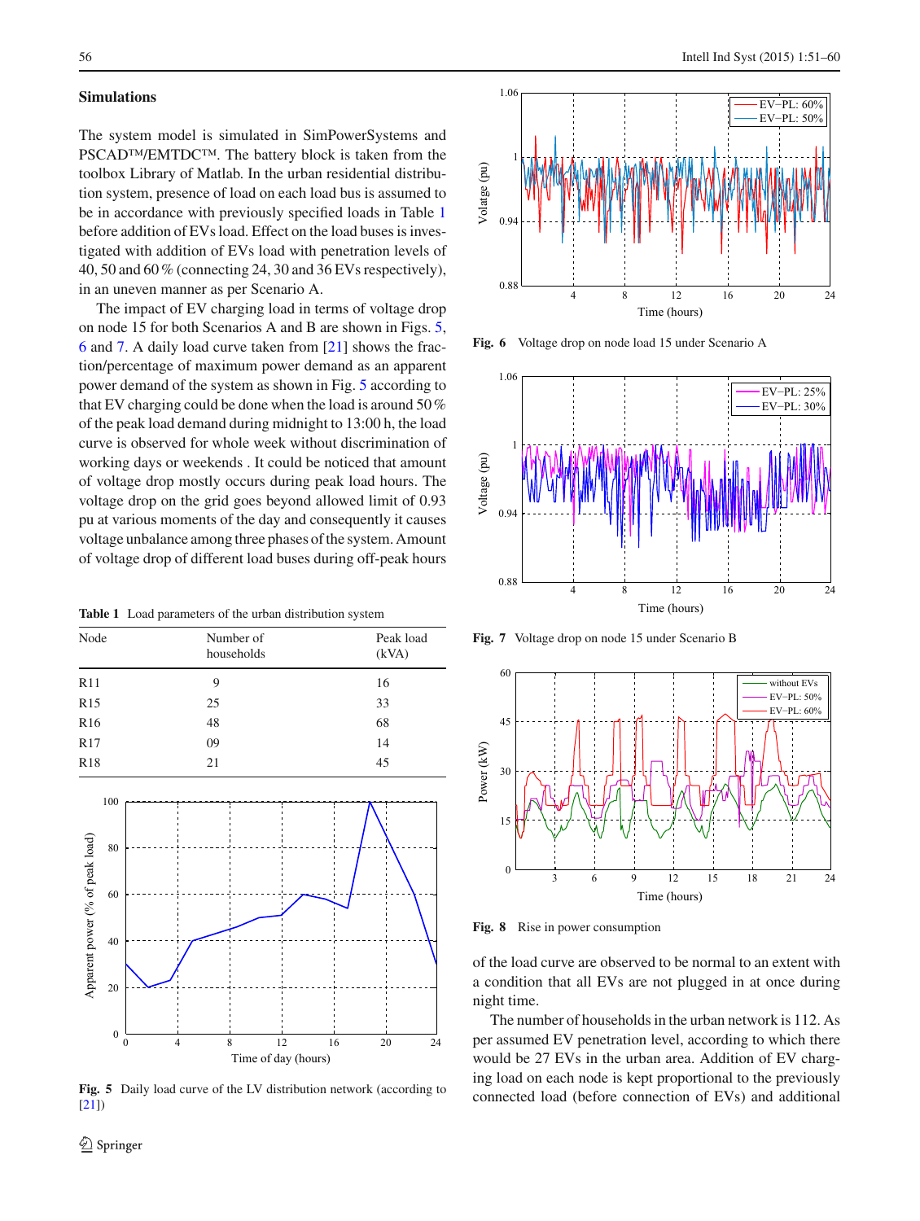## Simulations

The system model is simulated in SimPowerSystems and PSCAD™/EMTDC™. The battery block is taken from the toolbox Library of Matlab. In the urban residential distribution system, presence of load on each load bus is assumed to be in accordance with previously specified loads in Table 1 before addition of EVs load. Effect on the load buses is investigated with addition of EVs load with penetration levels of 40, 50 and 60 % (connecting 24, 30 and 36 EVs respectively), in an uneven manner as per Scenario A.

The impact of EV charging load in terms of voltage drop on node 15 for both Scenarios A and B are shown in Figs. 5, 6 and 7. A daily load curve taken from [21] shows the fraction/percentage of maximum power demand as an apparent power demand of the system as shown in Fig. 5 according to that EV charging could be done when the load is around 50 % of the peak load demand during midnight to 13:00 h, the load curve is observed for whole week without discrimination of working days or weekends . It could be noticed that amount of voltage drop mostly occurs during peak load hours. The voltage drop on the grid goes beyond allowed limit of 0.93 pu at various moments of the day and consequently it causes voltage unbalance among three phases of the system. Amount of voltage drop of different load buses during off-peak hours of the load curve are observed to be normal to an extent with a condition that all EVs are not plugged in at once during night time.

The number of households in the urban network is 112. As per assumed EV penetration level, according to which there would be 27 EVs in the urban area. Addition of EV charging load on each node is kept proportional to the previously connected load (before connection of EVs) and additional

**Table 1** Load parameters of the urban distribution system

| Node | Number of households | Peak load (kVA) |
|---|---|---|
| R11 | 9 | 16 |
| R15 | 25 | 33 |
| R16 | 48 | 68 |
| R17 | 09 | 14 |
| R18 | 21 | 45 |

Apparent power (% of peak load)
Time of day (hours)
0 4 8 12 16 20 24
0 20 40 60 80 100

**Fig. 5** Daily load curve of the LV distribution network (according to [21])

EV−PL: 60%
EV−PL: 50%
Voltage (pu)
Time (hours)
0.88 0.94 1 1.06
4 8 12 16 20 24

**Fig. 6** Voltage drop on node load 15 under Scenario A

EV−PL: 25%
EV−PL: 30%
Voltage (pu)
Time (hours)
0.88 0.94 1 1.06
4 8 12 16 20 24

**Fig. 7** Voltage drop on node 15 under Scenario B

without EVs
EV−PL: 50%
EV−PL: 60%
Power (kW)
Time (hours)
0 15 30 45 60
3 6 9 12 15 18 21 24

**Fig. 8** Rise in power consumption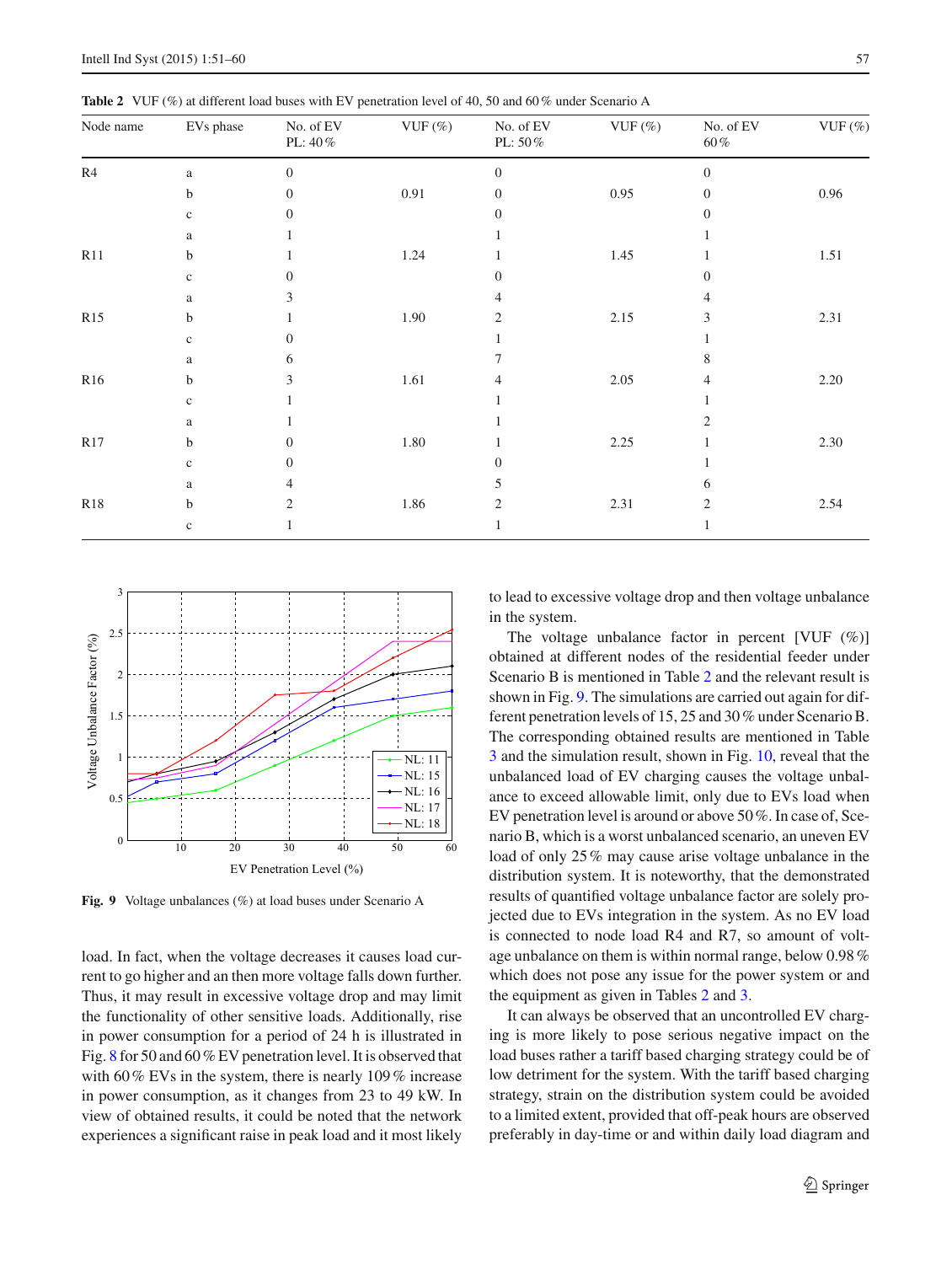**Table 2** VUF (%) at different load buses with EV penetration level of 40, 50 and 60 % under Scenario A

| Node name | EVs phase | No. of EV PL: 40 % | VUF (%) | No. of EV PL: 50 % | VUF (%) | No. of EV 60 % | VUF (%) |
|---|---|---|---|---|---|---|---|
| R4 | a | 0 | | 0 | | 0 | |
| | b | 0 | 0.91 | 0 | 0.95 | 0 | 0.96 |
| | c | 0 | | 0 | | 0 | |
| R11 | a | 1 | | 1 | | 1 | |
| | b | 1 | 1.24 | 1 | 1.45 | 1 | 1.51 |
| | c | 0 | | 0 | | 0 | |
| R15 | a | 3 | | 4 | | 4 | |
| | b | 1 | 1.90 | 2 | 2.15 | 3 | 2.31 |
| | c | 0 | | 1 | | 1 | |
| R16 | a | 6 | | 7 | | 8 | |
| | b | 3 | 1.61 | 4 | 2.05 | 4 | 2.20 |
| | c | 1 | | 1 | | 1 | |
| R17 | a | 1 | | 1 | | 2 | |
| | b | 0 | 1.80 | 1 | 2.25 | 1 | 2.30 |
| | c | 0 | | 0 | | 1 | |
| R18 | a | 4 | | 5 | | 6 | |
| | b | 2 | 1.86 | 2 | 2.31 | 2 | 2.54 |
| | c | 1 | | 1 | | 1 | |

Voltage Unbalance Factor (%)

0, 0.5, 1, 1.5, 2, 2.5, 3

10, 20, 30, 40, 50, 60

EV Penetration Level (%)

NL: 11
NL: 15
NL: 16
NL: 17
NL: 18

**Fig. 9** Voltage unbalances (%) at load buses under Scenario A

load. In fact, when the voltage decreases it causes load current to go higher and an then more voltage falls down further. Thus, it may result in excessive voltage drop and may limit the functionality of other sensitive loads. Additionally, rise in power consumption for a period of 24 h is illustrated in Fig. 8 for 50 and 60 % EV penetration level. It is observed that with 60 % EVs in the system, there is nearly 109 % increase in power consumption, as it changes from 23 to 49 kW. In view of obtained results, it could be noted that the network experiences a significant raise in peak load and it most likely to lead to excessive voltage drop and then voltage unbalance in the system.

The voltage unbalance factor in percent [VUF (%)] obtained at different nodes of the residential feeder under Scenario B is mentioned in Table 2 and the relevant result is shown in Fig. 9. The simulations are carried out again for different penetration levels of 15, 25 and 30 % under Scenario B. The corresponding obtained results are mentioned in Table 3 and the simulation result, shown in Fig. 10, reveal that the unbalanced load of EV charging causes the voltage unbalance to exceed allowable limit, only due to EVs load when EV penetration level is around or above 50 %. In case of, Scenario B, which is a worst unbalanced scenario, an uneven EV load of only 25 % may cause arise voltage unbalance in the distribution system. It is noteworthy, that the demonstrated results of quantified voltage unbalance factor are solely projected due to EVs integration in the system. As no EV load is connected to node load R4 and R7, so amount of voltage unbalance on them is within normal range, below 0.98 % which does not pose any issue for the power system or and the equipment as given in Tables 2 and 3.

It can always be observed that an uncontrolled EV charging is more likely to pose serious negative impact on the load buses rather a tariff based charging strategy could be of low detriment for the system. With the tariff based charging strategy, strain on the distribution system could be avoided to a limited extent, provided that off-peak hours are observed preferably in day-time or and within daily load diagram and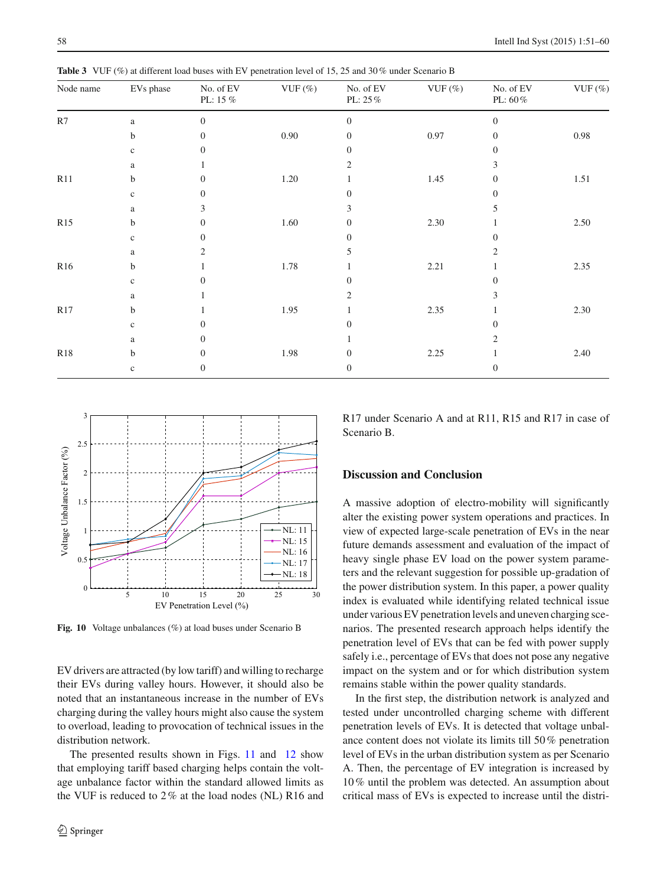**Table 3** VUF (%) at different load buses with EV penetration level of 15, 25 and 30 % under Scenario B

| Node name | EVs phase | No. of EV PL: 15 % | VUF (%) | No. of EV PL: 25 % | VUF (%) | No. of EV PL: 60 % | VUF (%) |
|---|---|---|---|---|---|---|---|
| R7 | a | 0 | | 0 | | 0 | |
| | b | 0 | 0.90 | 0 | 0.97 | 0 | 0.98 |
| | c | 0 | | 0 | | 0 | |
| R11 | a | 1 | | 2 | | 3 | |
| | b | 0 | 1.20 | 1 | 1.45 | 0 | 1.51 |
| | c | 0 | | 0 | | 0 | |
| R15 | a | 3 | | 3 | | 5 | |
| | b | 0 | 1.60 | 0 | 2.30 | 1 | 2.50 |
| | c | 0 | | 0 | | 0 | |
| R16 | a | 2 | | 5 | | 2 | |
| | b | 1 | 1.78 | 1 | 2.21 | 1 | 2.35 |
| | c | 0 | | 0 | | 0 | |
| R17 | a | 1 | | 2 | | 3 | |
| | b | 1 | 1.95 | 1 | 2.35 | 1 | 2.30 |
| | c | 0 | | 0 | | 0 | |
| R18 | a | 0 | | 1 | | 2 | |
| | b | 0 | 1.98 | 0 | 2.25 | 1 | 2.40 |
| | c | 0 | | 0 | | 0 | |

Voltage Unbalance Factor (%)
0
0.5
1
1.5
2
2.5
3
5
10
15
20
25
30
EV Penetration Level (%)
NL: 11
NL: 15
NL: 16
NL: 17
NL: 18

**Fig. 10** Voltage unbalances (%) at load buses under Scenario B

EV drivers are attracted (by low tariff) and willing to recharge their EVs during valley hours. However, it should also be noted that an instantaneous increase in the number of EVs charging during the valley hours might also cause the system to overload, leading to provocation of technical issues in the distribution network.

The presented results shown in Figs. 11 and 12 show that employing tariff based charging helps contain the voltage unbalance factor within the standard allowed limits as the VUF is reduced to 2 % at the load nodes (NL) R16 and R17 under Scenario A and at R11, R15 and R17 in case of Scenario B.

## Discussion and Conclusion

A massive adoption of electro-mobility will significantly alter the existing power system operations and practices. In view of expected large-scale penetration of EVs in the near future demands assessment and evaluation of the impact of heavy single phase EV load on the power system parameters and the relevant suggestion for possible up-gradation of the power distribution system. In this paper, a power quality index is evaluated while identifying related technical issue under various EV penetration levels and uneven charging scenarios. The presented research approach helps identify the penetration level of EVs that can be fed with power supply safely i.e., percentage of EVs that does not pose any negative impact on the system and or for which distribution system remains stable within the power quality standards.

In the first step, the distribution network is analyzed and tested under uncontrolled charging scheme with different penetration levels of EVs. It is detected that voltage unbalance content does not violate its limits till 50 % penetration level of EVs in the urban distribution system as per Scenario A. Then, the percentage of EV integration is increased by 10 % until the problem was detected. An assumption about critical mass of EVs is expected to increase until the distri-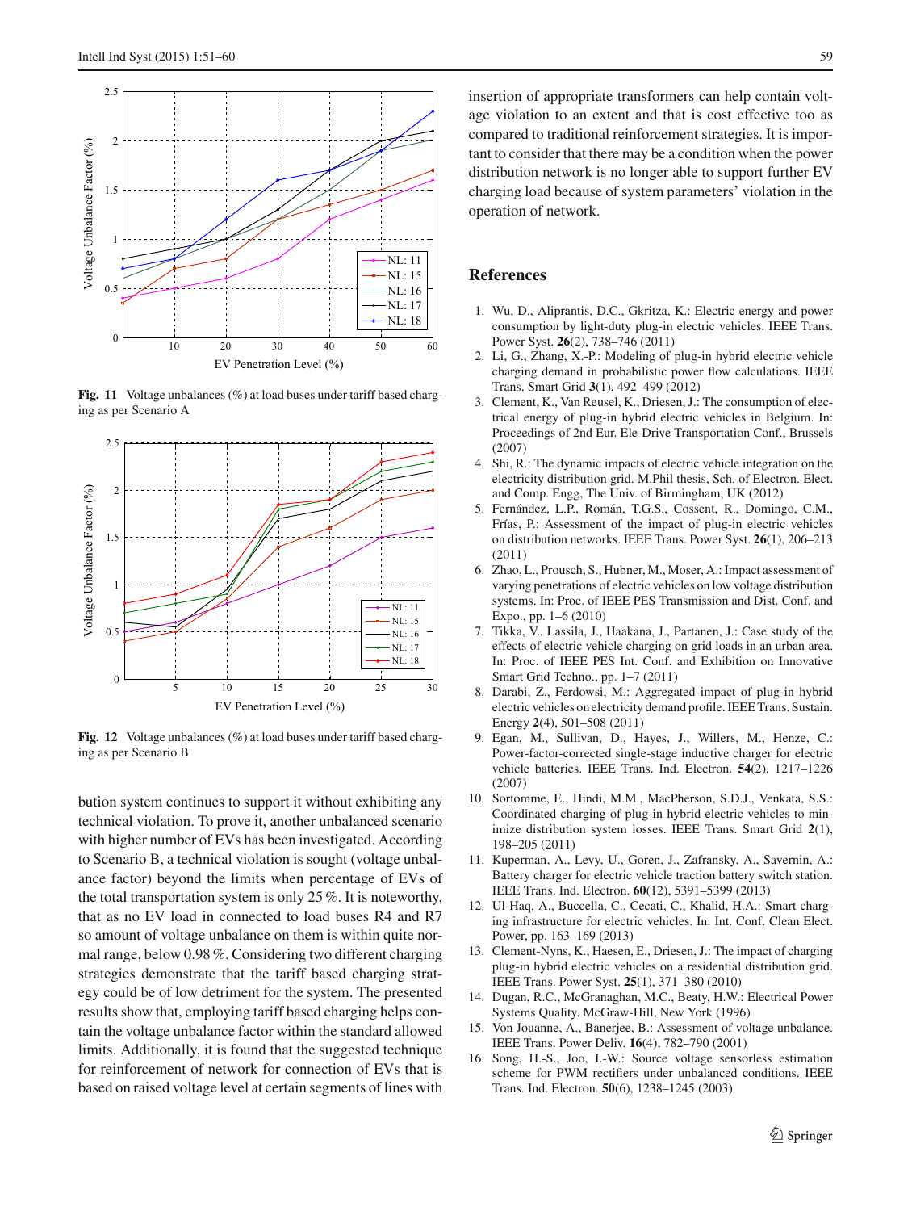Voltage Unbalance Factor (%)

2.5
2
1.5
1
0.5
0

10 20 30 40 50 60

EV Penetration Level (%)

NL: 11
NL: 15
NL: 16
NL: 17
NL: 18

**Fig. 11** Voltage unbalances (%) at load buses under tariff based charging as per Scenario A

Voltage Unbalance Factor (%)

2.5
2
1.5
1
0.5
0

5 10 15 20 25 30

EV Penetration Level (%)

NL: 11
NL: 15
NL: 16
NL: 17
NL: 18

**Fig. 12** Voltage unbalances (%) at load buses under tariff based charging as per Scenario B

bution system continues to support it without exhibiting any technical violation. To prove it, another unbalanced scenario with higher number of EVs has been investigated. According to Scenario B, a technical violation is sought (voltage unbalance factor) beyond the limits when percentage of EVs of the total transportation system is only 25 %. It is noteworthy, that as no EV load in connected to load buses R4 and R7 so amount of voltage unbalance on them is within quite normal range, below 0.98 %. Considering two different charging strategies demonstrate that the tariff based charging strategy could be of low detriment for the system. The presented results show that, employing tariff based charging helps contain the voltage unbalance factor within the standard allowed limits. Additionally, it is found that the suggested technique for reinforcement of network for connection of EVs that is based on raised voltage level at certain segments of lines with insertion of appropriate transformers can help contain voltage violation to an extent and that is cost effective too as compared to traditional reinforcement strategies. It is important to consider that there may be a condition when the power distribution network is no longer able to support further EV charging load because of system parameters' violation in the operation of network.

## References

1. Wu, D., Aliprantis, D.C., Gkritza, K.: Electric energy and power consumption by light-duty plug-in electric vehicles. IEEE Trans. Power Syst. **26**(2), 738–746 (2011)
2. Li, G., Zhang, X.-P.: Modeling of plug-in hybrid electric vehicle charging demand in probabilistic power flow calculations. IEEE Trans. Smart Grid **3**(1), 492–499 (2012)
3. Clement, K., Van Reusel, K., Driesen, J.: The consumption of electrical energy of plug-in hybrid electric vehicles in Belgium. In: Proceedings of 2nd Eur. Ele-Drive Transportation Conf., Brussels (2007)
4. Shi, R.: The dynamic impacts of electric vehicle integration on the electricity distribution grid. M.Phil thesis, Sch. of Electron. Elect. and Comp. Engg, The Univ. of Birmingham, UK (2012)
5. Fernández, L.P., Román, T.G.S., Cossent, R., Domingo, C.M., Frías, P.: Assessment of the impact of plug-in electric vehicles on distribution networks. IEEE Trans. Power Syst. **26**(1), 206–213 (2011)
6. Zhao, L., Prousch, S., Hubner, M., Moser, A.: Impact assessment of varying penetrations of electric vehicles on low voltage distribution systems. In: Proc. of IEEE PES Transmission and Dist. Conf. and Expo., pp. 1–6 (2010)
7. Tikka, V., Lassila, J., Haakana, J., Partanen, J.: Case study of the effects of electric vehicle charging on grid loads in an urban area. In: Proc. of IEEE PES Int. Conf. and Exhibition on Innovative Smart Grid Techno., pp. 1–7 (2011)
8. Darabi, Z., Ferdowsi, M.: Aggregated impact of plug-in hybrid electric vehicles on electricity demand profile. IEEE Trans. Sustain. Energy **2**(4), 501–508 (2011)
9. Egan, M., Sullivan, D., Hayes, J., Willers, M., Henze, C.: Power-factor-corrected single-stage inductive charger for electric vehicle batteries. IEEE Trans. Ind. Electron. **54**(2), 1217–1226 (2007)
10. Sortomme, E., Hindi, M.M., MacPherson, S.D.J., Venkata, S.S.: Coordinated charging of plug-in hybrid electric vehicles to minimize distribution system losses. IEEE Trans. Smart Grid **2**(1), 198–205 (2011)
11. Kuperman, A., Levy, U., Goren, J., Zafransky, A., Savernin, A.: Battery charger for electric vehicle traction battery switch station. IEEE Trans. Ind. Electron. **60**(12), 5391–5399 (2013)
12. Ul-Haq, A., Buccella, C., Cecati, C., Khalid, H.A.: Smart charging infrastructure for electric vehicles. In: Int. Conf. Clean Elect. Power, pp. 163–169 (2013)
13. Clement-Nyns, K., Haesen, E., Driesen, J.: The impact of charging plug-in hybrid electric vehicles on a residential distribution grid. IEEE Trans. Power Syst. **25**(1), 371–380 (2010)
14. Dugan, R.C., McGranaghan, M.C., Beaty, H.W.: Electrical Power Systems Quality. McGraw-Hill, New York (1996)
15. Von Jouanne, A., Banerjee, B.: Assessment of voltage unbalance. IEEE Trans. Power Deliv. **16**(4), 782–790 (2001)
16. Song, H.-S., Joo, I.-W.: Source voltage sensorless estimation scheme for PWM rectifiers under unbalanced conditions. IEEE Trans. Ind. Electron. **50**(6), 1238–1245 (2003)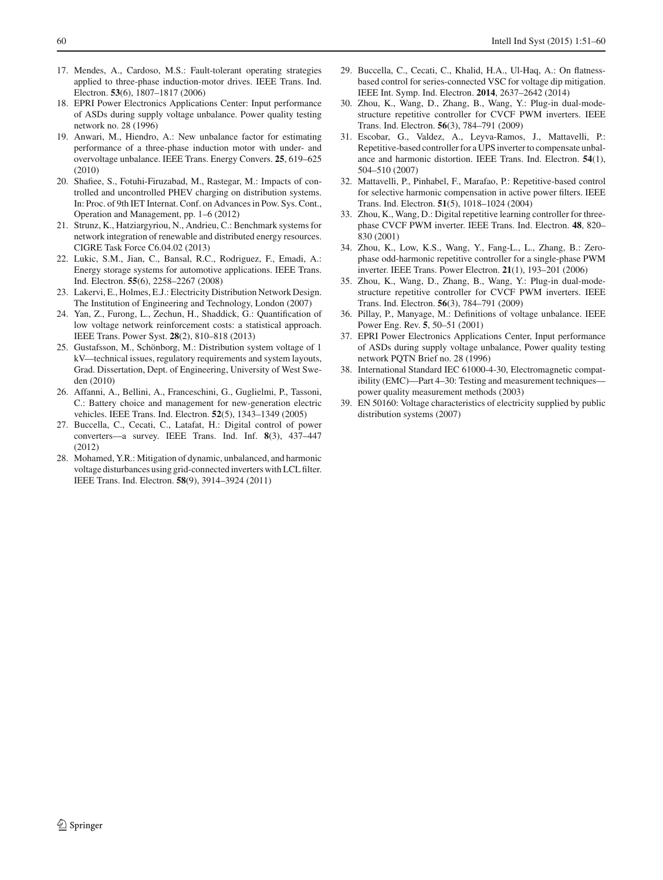17. Mendes, A., Cardoso, M.S.: Fault-tolerant operating strategies applied to three-phase induction-motor drives. IEEE Trans. Ind. Electron. **53**(6), 1807–1817 (2006)
18. EPRI Power Electronics Applications Center: Input performance of ASDs during supply voltage unbalance. Power quality testing network no. 28 (1996)
19. Anwari, M., Hiendro, A.: New unbalance factor for estimating performance of a three-phase induction motor with under- and overvoltage unbalance. IEEE Trans. Energy Convers. **25**, 619–625 (2010)
20. Shafiee, S., Fotuhi-Firuzabad, M., Rastegar, M.: Impacts of controlled and uncontrolled PHEV charging on distribution systems. In: Proc. of 9th IET Internat. Conf. on Advances in Pow. Sys. Cont., Operation and Management, pp. 1–6 (2012)
21. Strunz, K., Hatziargyriou, N., Andrieu, C.: Benchmark systems for network integration of renewable and distributed energy resources. CIGRE Task Force C6.04.02 (2013)
22. Lukic, S.M., Jian, C., Bansal, R.C., Rodriguez, F., Emadi, A.: Energy storage systems for automotive applications. IEEE Trans. Ind. Electron. **55**(6), 2258–2267 (2008)
23. Lakervi, E., Holmes, E.J.: Electricity Distribution Network Design. The Institution of Engineering and Technology, London (2007)
24. Yan, Z., Furong, L., Zechun, H., Shaddick, G.: Quantification of low voltage network reinforcement costs: a statistical approach. IEEE Trans. Power Syst. **28**(2), 810–818 (2013)
25. Gustafsson, M., Schönborg, M.: Distribution system voltage of 1 kV—technical issues, regulatory requirements and system layouts, Grad. Dissertation, Dept. of Engineering, University of West Sweden (2010)
26. Affanni, A., Bellini, A., Franceschini, G., Guglielmi, P., Tassoni, C.: Battery choice and management for new-generation electric vehicles. IEEE Trans. Ind. Electron. **52**(5), 1343–1349 (2005)
27. Buccella, C., Cecati, C., Latafat, H.: Digital control of power converters—a survey. IEEE Trans. Ind. Inf. **8**(3), 437–447 (2012)
28. Mohamed, Y.R.: Mitigation of dynamic, unbalanced, and harmonic voltage disturbances using grid-connected inverters with LCL filter. IEEE Trans. Ind. Electron. **58**(9), 3914–3924 (2011)
29. Buccella, C., Cecati, C., Khalid, H.A., Ul-Haq, A.: On flatness-based control for series-connected VSC for voltage dip mitigation. IEEE Int. Symp. Ind. Electron. **2014**, 2637–2642 (2014)
30. Zhou, K., Wang, D., Zhang, B., Wang, Y.: Plug-in dual-mode-structure repetitive controller for CVCF PWM inverters. IEEE Trans. Ind. Electron. **56**(3), 784–791 (2009)
31. Escobar, G., Valdez, A., Leyva-Ramos, J., Mattavelli, P.: Repetitive-based controller for a UPS inverter to compensate unbalance and harmonic distortion. IEEE Trans. Ind. Electron. **54**(1), 504–510 (2007)
32. Mattavelli, P., Pinhabel, F., Marafao, P.: Repetitive-based control for selective harmonic compensation in active power filters. IEEE Trans. Ind. Electron. **51**(5), 1018–1024 (2004)
33. Zhou, K., Wang, D.: Digital repetitive learning controller for three-phase CVCF PWM inverter. IEEE Trans. Ind. Electron. **48**, 820–830 (2001)
34. Zhou, K., Low, K.S., Wang, Y., Fang-L., L., Zhang, B.: Zero-phase odd-harmonic repetitive controller for a single-phase PWM inverter. IEEE Trans. Power Electron. **21**(1), 193–201 (2006)
35. Zhou, K., Wang, D., Zhang, B., Wang, Y.: Plug-in dual-mode-structure repetitive controller for CVCF PWM inverters. IEEE Trans. Ind. Electron. **56**(3), 784–791 (2009)
36. Pillay, P., Manyage, M.: Definitions of voltage unbalance. IEEE Power Eng. Rev. **5**, 50–51 (2001)
37. EPRI Power Electronics Applications Center, Input performance of ASDs during supply voltage unbalance, Power quality testing network PQTN Brief no. 28 (1996)
38. International Standard IEC 61000-4-30, Electromagnetic compatibility (EMC)—Part 4–30: Testing and measurement techniques—power quality measurement methods (2003)
39. EN 50160: Voltage characteristics of electricity supplied by public distribution systems (2007)